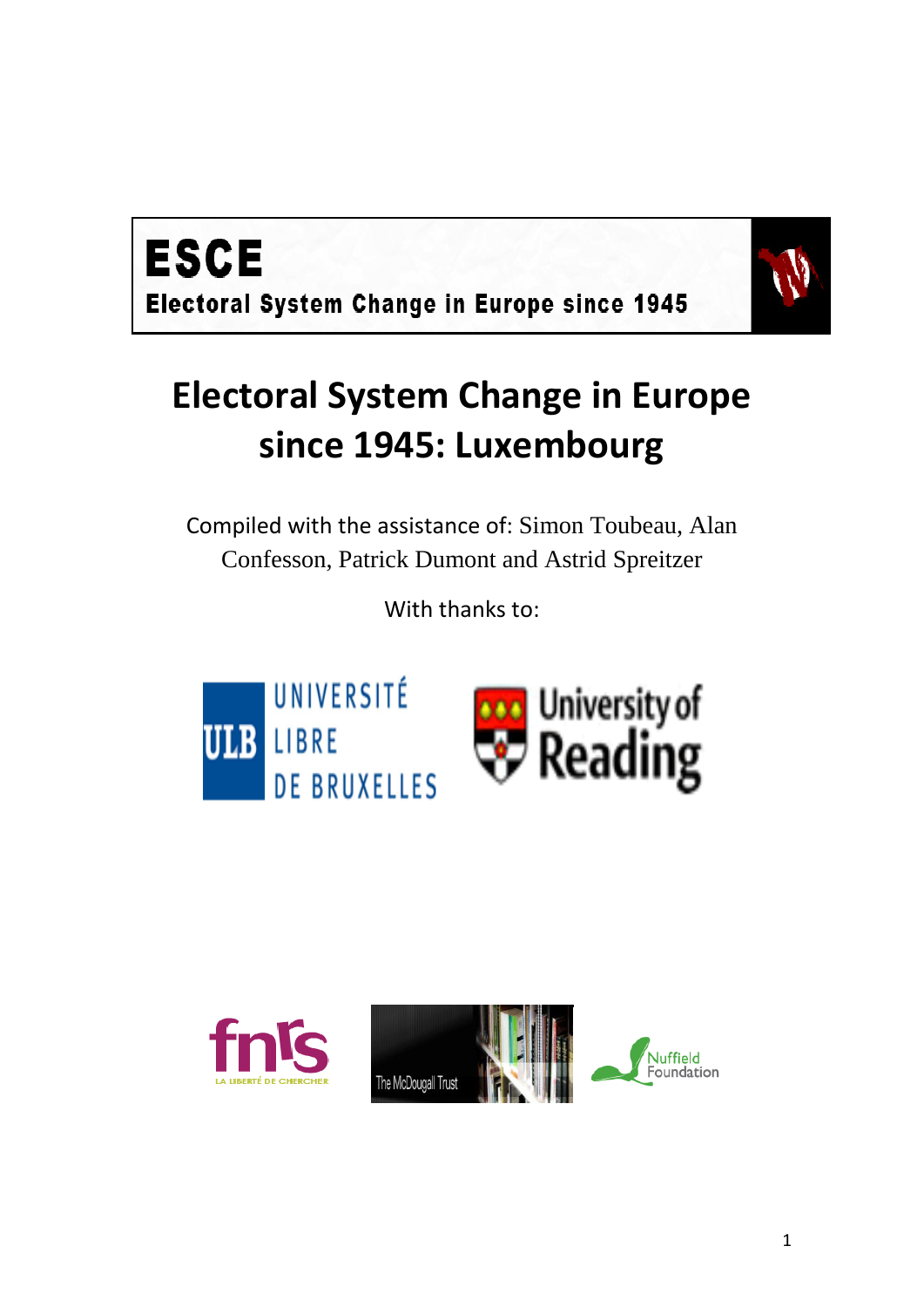**ESCE**

**Electoral System Change in Europe since 1945**

# Electoral System Change in Europe since 1945: Luxembourg

Compiled with the assistance of: Simon Toubeau, Alan Confesson, Patrick Dumont and Astrid Spreitzer

With thanks to:

UNIVERSITÉ LIBRE DE BRUXELLES

University of Reading

fnrs LA LIBERTÉ DE CHERCHER

The McDougall Trust

Nuffield Foundation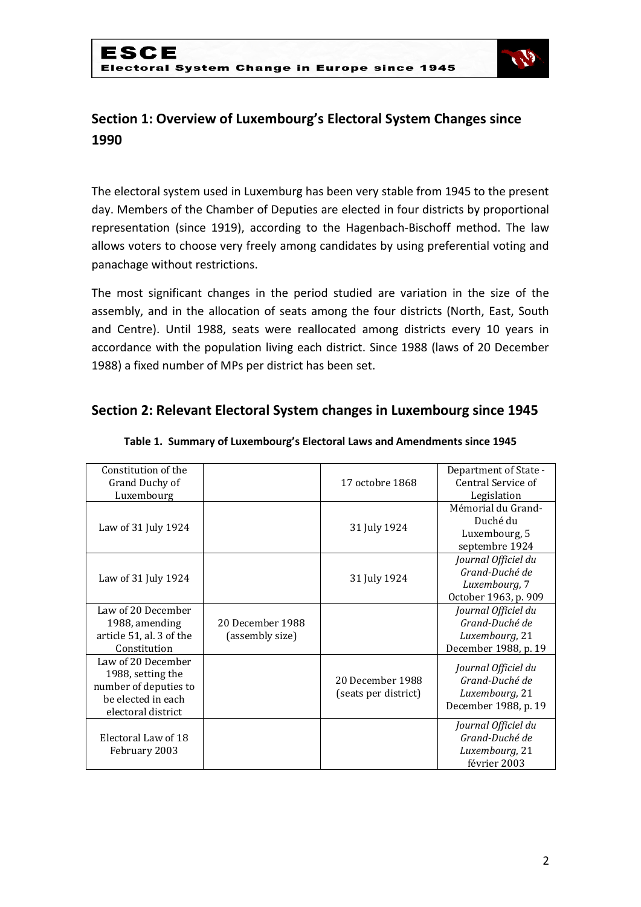## Section 1: Overview of Luxembourg's Electoral System Changes since 1990

The electoral system used in Luxemburg has been very stable from 1945 to the present day. Members of the Chamber of Deputies are elected in four districts by proportional representation (since 1919), according to the Hagenbach-Bischoff method. The law allows voters to choose very freely among candidates by using preferential voting and panachage without restrictions.

The most significant changes in the period studied are variation in the size of the assembly, and in the allocation of seats among the four districts (North, East, South and Centre). Until 1988, seats were reallocated among districts every 10 years in accordance with the population living each district. Since 1988 (laws of 20 December 1988) a fixed number of MPs per district has been set.

## Section 2: Relevant Electoral System changes in Luxembourg since 1945

**Table 1. Summary of Luxembourg's Electoral Laws and Amendments since 1945**

| | | | |
|---|---|---|---|
| Constitution of the Grand Duchy of Luxembourg | | 17 octobre 1868 | Department of State - Central Service of Legislation |
| Law of 31 July 1924 | | 31 July 1924 | Mémorial du Grand-Duché du Luxembourg, 5 septembre 1924 |
| Law of 31 July 1924 | | 31 July 1924 | *Journal Officiel du Grand-Duché de Luxembourg*, 7 October 1963, p. 909 |
| Law of 20 December 1988, amending article 51, al. 3 of the Constitution | 20 December 1988 (assembly size) | | *Journal Officiel du Grand-Duché de Luxembourg*, 21 December 1988, p. 19 |
| Law of 20 December 1988, setting the number of deputies to be elected in each electoral district | | 20 December 1988 (seats per district) | *Journal Officiel du Grand-Duché de Luxembourg*, 21 December 1988, p. 19 |
| Electoral Law of 18 February 2003 | | | *Journal Officiel du Grand-Duché de Luxembourg*, 21 février 2003 |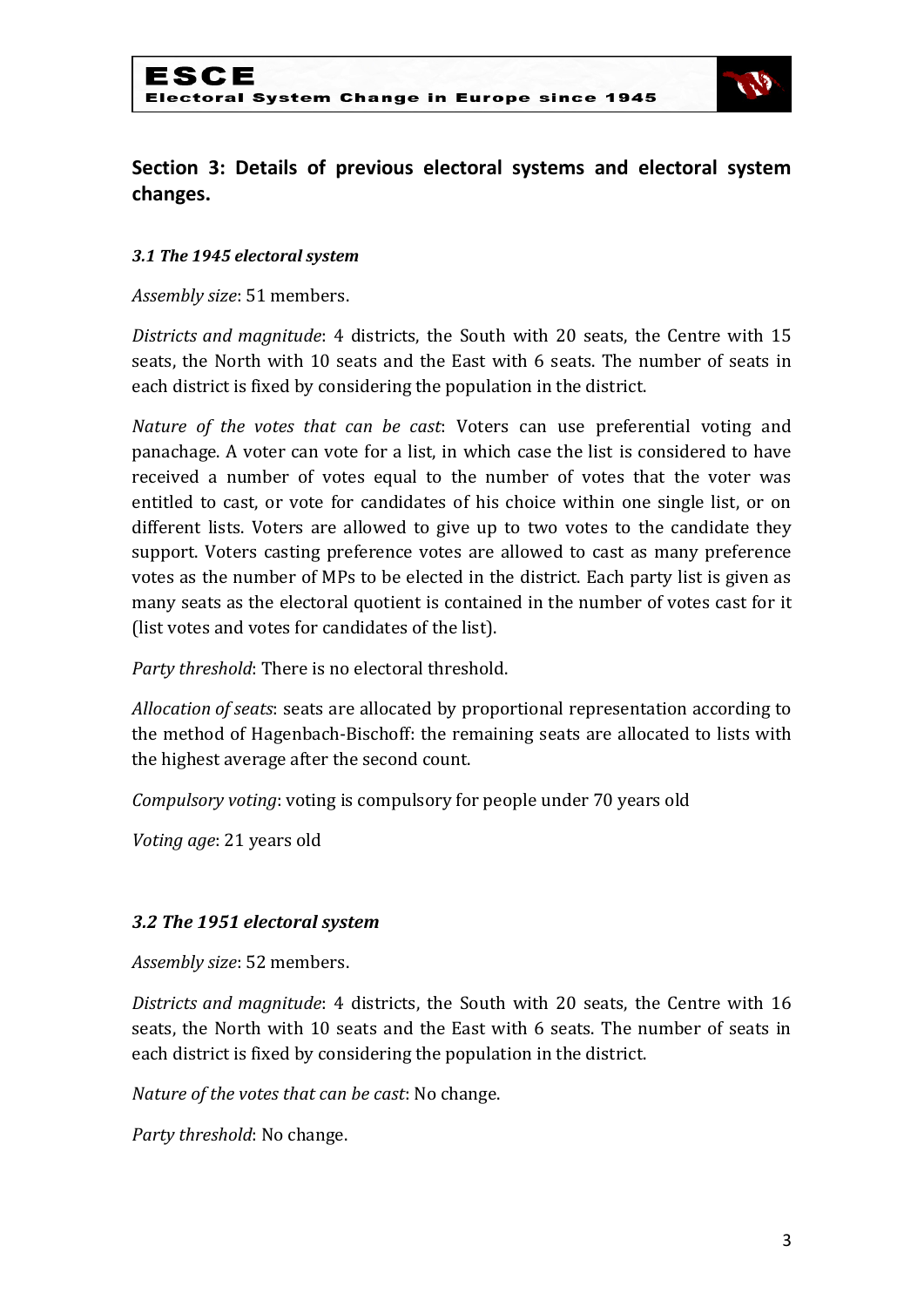## Section 3: Details of previous electoral systems and electoral system changes.

### *3.1 The 1945 electoral system*

*Assembly size*: 51 members.

*Districts and magnitude*: 4 districts, the South with 20 seats, the Centre with 15 seats, the North with 10 seats and the East with 6 seats. The number of seats in each district is fixed by considering the population in the district.

*Nature of the votes that can be cast*: Voters can use preferential voting and panachage. A voter can vote for a list, in which case the list is considered to have received a number of votes equal to the number of votes that the voter was entitled to cast, or vote for candidates of his choice within one single list, or on different lists. Voters are allowed to give up to two votes to the candidate they support. Voters casting preference votes are allowed to cast as many preference votes as the number of MPs to be elected in the district. Each party list is given as many seats as the electoral quotient is contained in the number of votes cast for it (list votes and votes for candidates of the list).

*Party threshold*: There is no electoral threshold.

*Allocation of seats*: seats are allocated by proportional representation according to the method of Hagenbach-Bischoff: the remaining seats are allocated to lists with the highest average after the second count.

*Compulsory voting*: voting is compulsory for people under 70 years old

*Voting age*: 21 years old

### *3.2 The 1951 electoral system*

*Assembly size*: 52 members.

*Districts and magnitude*: 4 districts, the South with 20 seats, the Centre with 16 seats, the North with 10 seats and the East with 6 seats. The number of seats in each district is fixed by considering the population in the district.

*Nature of the votes that can be cast*: No change.

*Party threshold*: No change.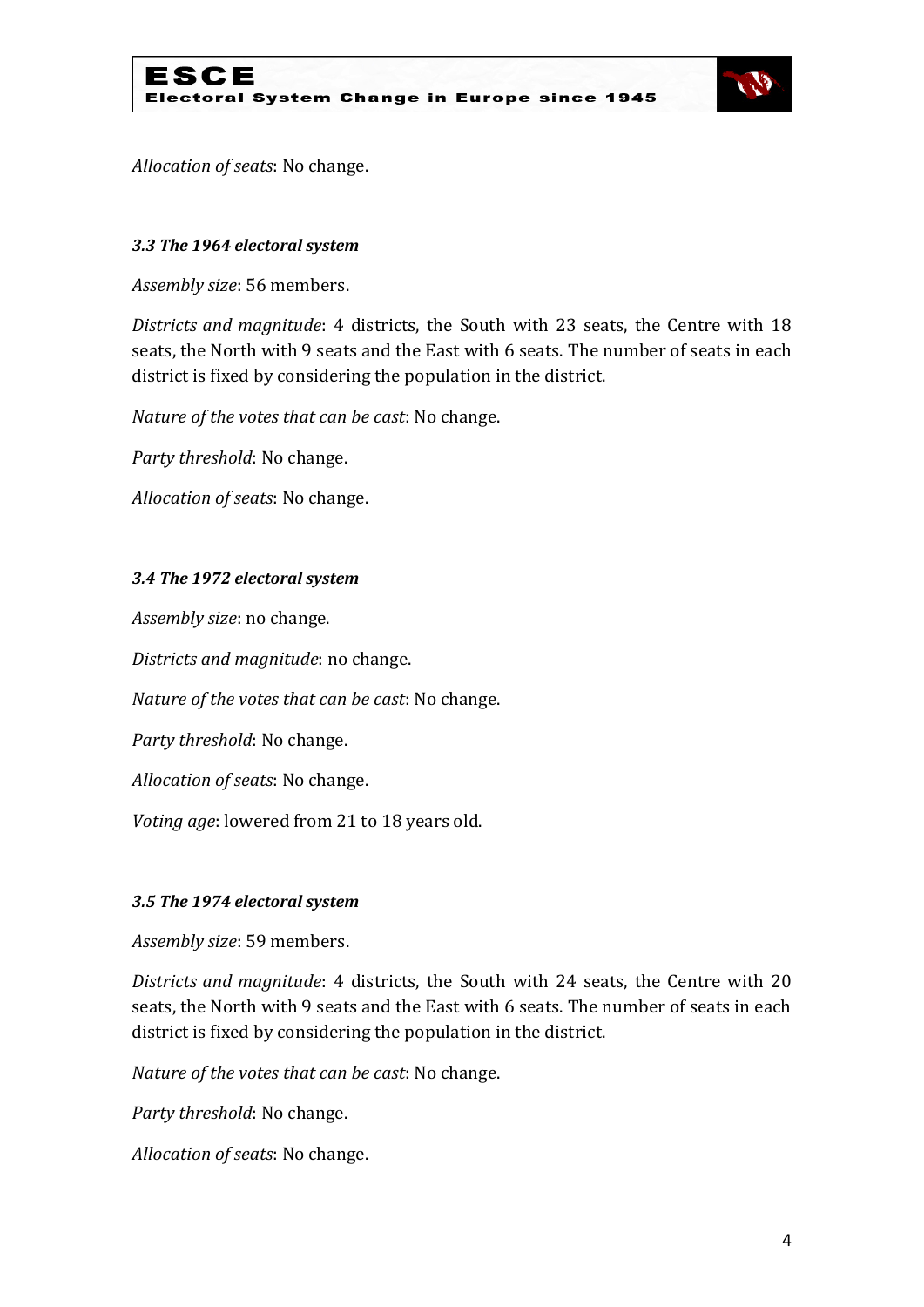*Allocation of seats*: No change.

### *3.3 The 1964 electoral system*

*Assembly size*: 56 members.

*Districts and magnitude*: 4 districts, the South with 23 seats, the Centre with 18 seats, the North with 9 seats and the East with 6 seats. The number of seats in each district is fixed by considering the population in the district.

*Nature of the votes that can be cast*: No change.

*Party threshold*: No change.

*Allocation of seats*: No change.

### *3.4 The 1972 electoral system*

*Assembly size*: no change.

*Districts and magnitude*: no change.

*Nature of the votes that can be cast*: No change.

*Party threshold*: No change.

*Allocation of seats*: No change.

*Voting age*: lowered from 21 to 18 years old.

### *3.5 The 1974 electoral system*

*Assembly size*: 59 members.

*Districts and magnitude*: 4 districts, the South with 24 seats, the Centre with 20 seats, the North with 9 seats and the East with 6 seats. The number of seats in each district is fixed by considering the population in the district.

*Nature of the votes that can be cast*: No change.

*Party threshold*: No change.

*Allocation of seats*: No change.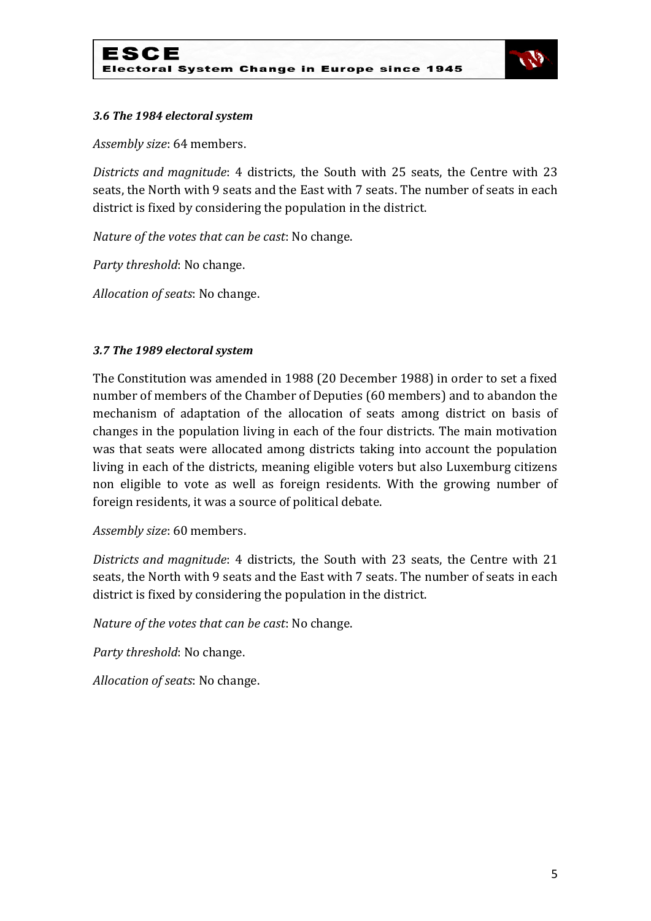### *3.6 The 1984 electoral system*

*Assembly size*: 64 members.

*Districts and magnitude*: 4 districts, the South with 25 seats, the Centre with 23 seats, the North with 9 seats and the East with 7 seats. The number of seats in each district is fixed by considering the population in the district.

*Nature of the votes that can be cast*: No change.

*Party threshold*: No change.

*Allocation of seats*: No change.

### *3.7 The 1989 electoral system*

The Constitution was amended in 1988 (20 December 1988) in order to set a fixed number of members of the Chamber of Deputies (60 members) and to abandon the mechanism of adaptation of the allocation of seats among district on basis of changes in the population living in each of the four districts. The main motivation was that seats were allocated among districts taking into account the population living in each of the districts, meaning eligible voters but also Luxemburg citizens non eligible to vote as well as foreign residents. With the growing number of foreign residents, it was a source of political debate.

*Assembly size*: 60 members.

*Districts and magnitude*: 4 districts, the South with 23 seats, the Centre with 21 seats, the North with 9 seats and the East with 7 seats. The number of seats in each district is fixed by considering the population in the district.

*Nature of the votes that can be cast*: No change.

*Party threshold*: No change.

*Allocation of seats*: No change.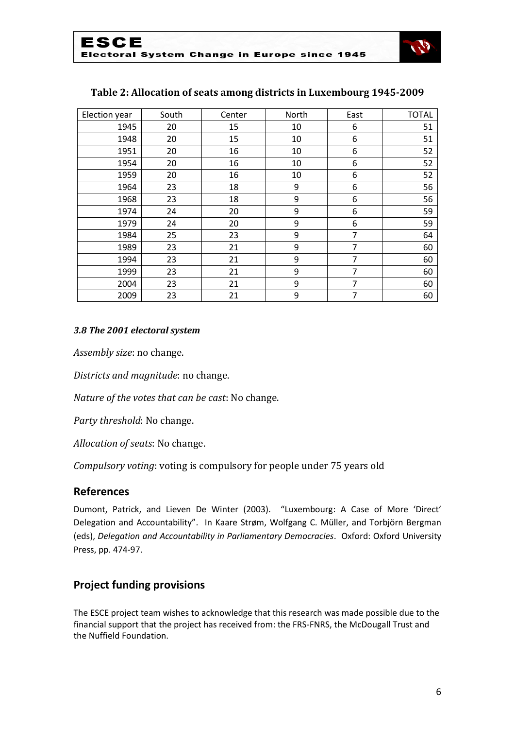**Table 2: Allocation of seats among districts in Luxembourg 1945-2009**

| Election year | South | Center | North | East | TOTAL |
|---|---|---|---|---|---|
| 1945 | 20 | 15 | 10 | 6 | 51 |
| 1948 | 20 | 15 | 10 | 6 | 51 |
| 1951 | 20 | 16 | 10 | 6 | 52 |
| 1954 | 20 | 16 | 10 | 6 | 52 |
| 1959 | 20 | 16 | 10 | 6 | 52 |
| 1964 | 23 | 18 | 9 | 6 | 56 |
| 1968 | 23 | 18 | 9 | 6 | 56 |
| 1974 | 24 | 20 | 9 | 6 | 59 |
| 1979 | 24 | 20 | 9 | 6 | 59 |
| 1984 | 25 | 23 | 9 | 7 | 64 |
| 1989 | 23 | 21 | 9 | 7 | 60 |
| 1994 | 23 | 21 | 9 | 7 | 60 |
| 1999 | 23 | 21 | 9 | 7 | 60 |
| 2004 | 23 | 21 | 9 | 7 | 60 |
| 2009 | 23 | 21 | 9 | 7 | 60 |

### *3.8 The 2001 electoral system*

*Assembly size*: no change.

*Districts and magnitude*: no change.

*Nature of the votes that can be cast*: No change.

*Party threshold*: No change.

*Allocation of seats*: No change.

*Compulsory voting*: voting is compulsory for people under 75 years old

## References

Dumont, Patrick, and Lieven De Winter (2003). "Luxembourg: A Case of More 'Direct' Delegation and Accountability". In Kaare Strøm, Wolfgang C. Müller, and Torbjörn Bergman (eds), *Delegation and Accountability in Parliamentary Democracies*. Oxford: Oxford University Press, pp. 474-97.

## Project funding provisions

The ESCE project team wishes to acknowledge that this research was made possible due to the financial support that the project has received from: the FRS-FNRS, the McDougall Trust and the Nuffield Foundation.